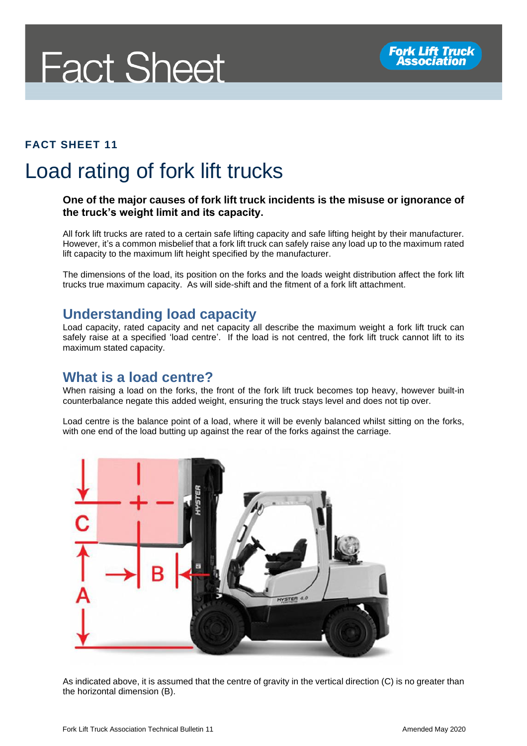# Fact Sheet

**FACT SHEET 11**

## Load rating of fork lift trucks

**One of the major causes of fork lift truck incidents is the misuse or ignorance of the truck's weight limit and its capacity.**

All fork lift trucks are rated to a certain safe lifting capacity and safe lifting height by their manufacturer. However, it's a common misbelief that a fork lift truck can safely raise any load up to the maximum rated lift capacity to the maximum lift height specified by the manufacturer.

The dimensions of the load, its position on the forks and the loads weight distribution affect the fork lift trucks true maximum capacity. As will side-shift and the fitment of a fork lift attachment.

### Understanding load capacity

Load capacity, rated capacity and net capacity all describe the maximum weight a fork lift truck can safely raise at a specified 'load centre'. If the load is not centred, the fork lift truck cannot lift to its maximum stated capacity.

### What is a load centre?

When raising a load on the forks, the front of the fork lift truck becomes top heavy, however built-in counterbalance negate this added weight, ensuring the truck stays level and does not tip over.

Load centre is the balance point of a load, where it will be evenly balanced whilst sitting on the forks, with one end of the load butting up against the rear of the forks against the carriage.

As indicated above, it is assumed that the centre of gravity in the vertical direction (C) is no greater than the horizontal dimension (B).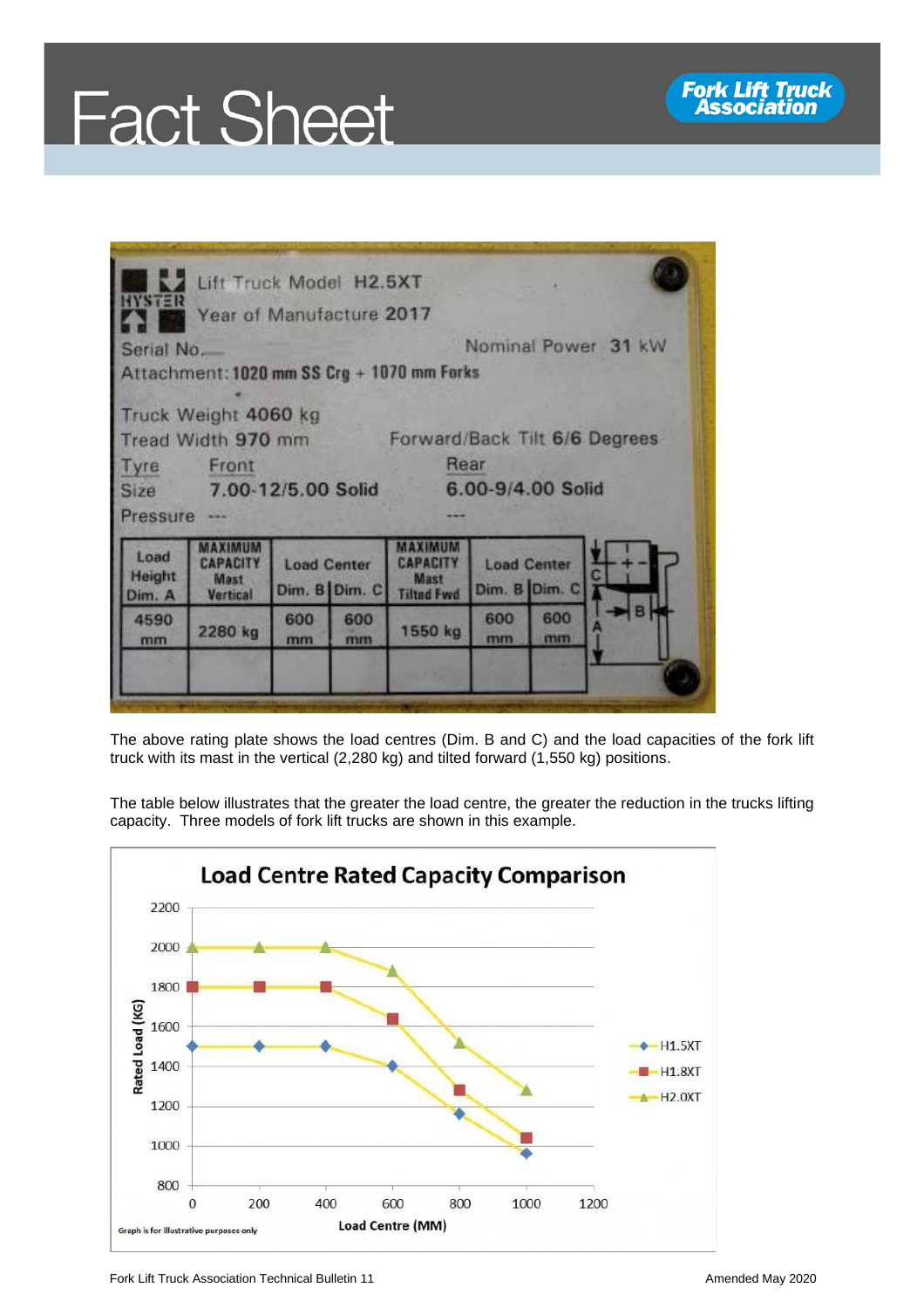# Fact Sheet

Lift Truck Model H2.5XT

Year of Manufacture 2017

Serial No.

Nominal Power 31 kW

Attachment: 1020 mm SS Crg + 1070 mm Forks

Truck Weight 4060 kg

Tread Width 970 mm

Forward/Back Tilt 6/6 Degrees

| Tyre | Front | Rear |
|---|---|---|
| Size | 7.00-12/5.00 Solid | 6.00-9/4.00 Solid |
| Pressure | --- | --- |

| Load Height Dim. A | MAXIMUM CAPACITY Mast Vertical | Load Center Dim. B | Load Center Dim. C | MAXIMUM CAPACITY Mast Tilted Fwd | Load Center Dim. B | Load Center Dim. C |
|---|---|---|---|---|---|---|
| 4590 mm | 2280 kg | 600 mm | 600 mm | 1550 kg | 600 mm | 600 mm |
| | | | | | | |

The above rating plate shows the load centres (Dim. B and C) and the load capacities of the fork lift truck with its mast in the vertical (2,280 kg) and tilted forward (1,550 kg) positions.

The table below illustrates that the greater the load centre, the greater the reduction in the trucks lifting capacity. Three models of fork lift trucks are shown in this example.

**Load Centre Rated Capacity Comparison**

| Load Centre (MM) | H1.5XT Rated Load (KG) | H1.8XT Rated Load (KG) | H2.0XT Rated Load (KG) |
|---|---|---|---|
| 0 | 1500 | 1800 | 2000 |
| 200 | 1500 | 1800 | 2000 |
| 400 | 1500 | 1800 | 2000 |
| 600 | 1400 | 1640 | 1880 |
| 800 | 1160 | 1280 | 1520 |
| 1000 | 960 | 1040 | 1280 |

Graph is for illustrative purposes only

Fork Lift Truck Association Technical Bulletin 11

Amended May 2020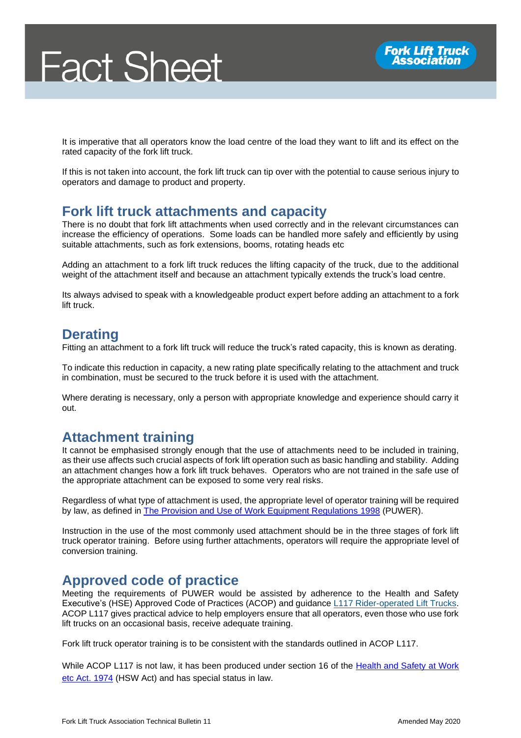It is imperative that all operators know the load centre of the load they want to lift and its effect on the rated capacity of the fork lift truck.

If this is not taken into account, the fork lift truck can tip over with the potential to cause serious injury to operators and damage to product and property.

## Fork lift truck attachments and capacity

There is no doubt that fork lift attachments when used correctly and in the relevant circumstances can increase the efficiency of operations. Some loads can be handled more safely and efficiently by using suitable attachments, such as fork extensions, booms, rotating heads etc

Adding an attachment to a fork lift truck reduces the lifting capacity of the truck, due to the additional weight of the attachment itself and because an attachment typically extends the truck's load centre.

Its always advised to speak with a knowledgeable product expert before adding an attachment to a fork lift truck.

## Derating

Fitting an attachment to a fork lift truck will reduce the truck's rated capacity, this is known as derating.

To indicate this reduction in capacity, a new rating plate specifically relating to the attachment and truck in combination, must be secured to the truck before it is used with the attachment.

Where derating is necessary, only a person with appropriate knowledge and experience should carry it out.

## Attachment training

It cannot be emphasised strongly enough that the use of attachments need to be included in training, as their use affects such crucial aspects of fork lift operation such as basic handling and stability. Adding an attachment changes how a fork lift truck behaves. Operators who are not trained in the safe use of the appropriate attachment can be exposed to some very real risks.

Regardless of what type of attachment is used, the appropriate level of operator training will be required by law, as defined in The Provision and Use of Work Equipment Regulations 1998 (PUWER).

Instruction in the use of the most commonly used attachment should be in the three stages of fork lift truck operator training. Before using further attachments, operators will require the appropriate level of conversion training.

## Approved code of practice

Meeting the requirements of PUWER would be assisted by adherence to the Health and Safety Executive's (HSE) Approved Code of Practices (ACOP) and guidance L117 Rider-operated Lift Trucks. ACOP L117 gives practical advice to help employers ensure that all operators, even those who use fork lift trucks on an occasional basis, receive adequate training.

Fork lift truck operator training is to be consistent with the standards outlined in ACOP L117.

While ACOP L117 is not law, it has been produced under section 16 of the Health and Safety at Work etc Act. 1974 (HSW Act) and has special status in law.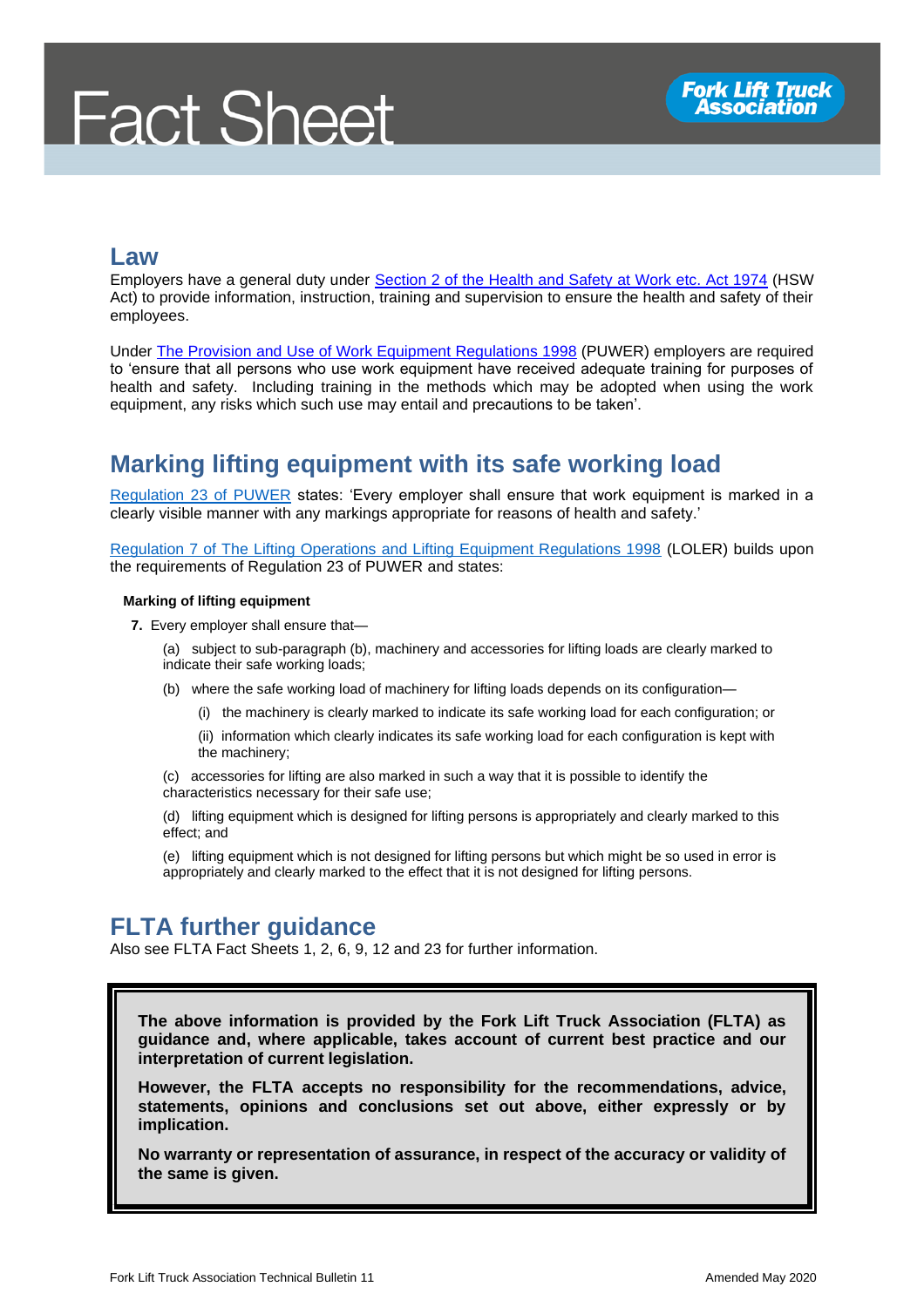## Law

Employers have a general duty under Section 2 of the Health and Safety at Work etc. Act 1974 (HSW Act) to provide information, instruction, training and supervision to ensure the health and safety of their employees.

Under The Provision and Use of Work Equipment Regulations 1998 (PUWER) employers are required to 'ensure that all persons who use work equipment have received adequate training for purposes of health and safety. Including training in the methods which may be adopted when using the work equipment, any risks which such use may entail and precautions to be taken'.

## Marking lifting equipment with its safe working load

Regulation 23 of PUWER states: 'Every employer shall ensure that work equipment is marked in a clearly visible manner with any markings appropriate for reasons of health and safety.'

Regulation 7 of The Lifting Operations and Lifting Equipment Regulations 1998 (LOLER) builds upon the requirements of Regulation 23 of PUWER and states:

**Marking of lifting equipment**

**7.** Every employer shall ensure that—

(a) subject to sub-paragraph (b), machinery and accessories for lifting loads are clearly marked to indicate their safe working loads;

(b) where the safe working load of machinery for lifting loads depends on its configuration—

(i) the machinery is clearly marked to indicate its safe working load for each configuration; or

(ii) information which clearly indicates its safe working load for each configuration is kept with the machinery;

(c) accessories for lifting are also marked in such a way that it is possible to identify the characteristics necessary for their safe use;

(d) lifting equipment which is designed for lifting persons is appropriately and clearly marked to this effect; and

(e) lifting equipment which is not designed for lifting persons but which might be so used in error is appropriately and clearly marked to the effect that it is not designed for lifting persons.

## FLTA further guidance

Also see FLTA Fact Sheets 1, 2, 6, 9, 12 and 23 for further information.

**The above information is provided by the Fork Lift Truck Association (FLTA) as guidance and, where applicable, takes account of current best practice and our interpretation of current legislation.**

**However, the FLTA accepts no responsibility for the recommendations, advice, statements, opinions and conclusions set out above, either expressly or by implication.**

**No warranty or representation of assurance, in respect of the accuracy or validity of the same is given.**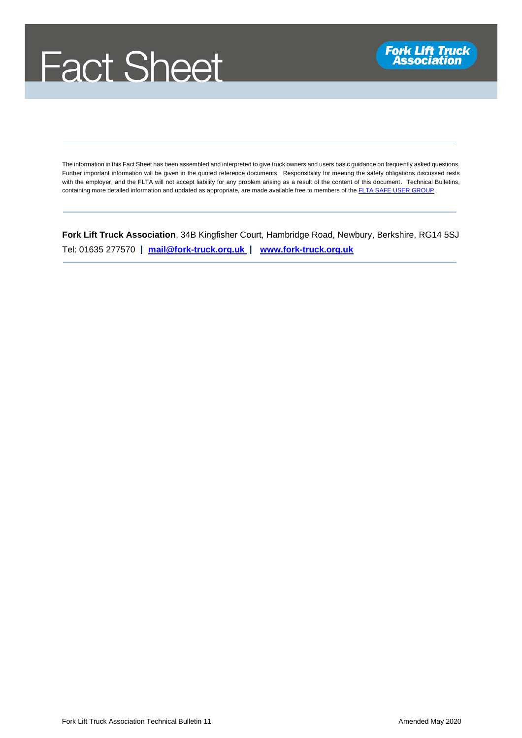# Fact Sheet

Fork Lift Truck Association

The information in this Fact Sheet has been assembled and interpreted to give truck owners and users basic guidance on frequently asked questions. Further important information will be given in the quoted reference documents. Responsibility for meeting the safety obligations discussed rests with the employer, and the FLTA will not accept liability for any problem arising as a result of the content of this document. Technical Bulletins, containing more detailed information and updated as appropriate, are made available free to members of the FLTA SAFE USER GROUP.

**Fork Lift Truck Association**, 34B Kingfisher Court, Hambridge Road, Newbury, Berkshire, RG14 5SJ
Tel: 01635 277570 | **mail@fork-truck.org.uk** | **www.fork-truck.org.uk**